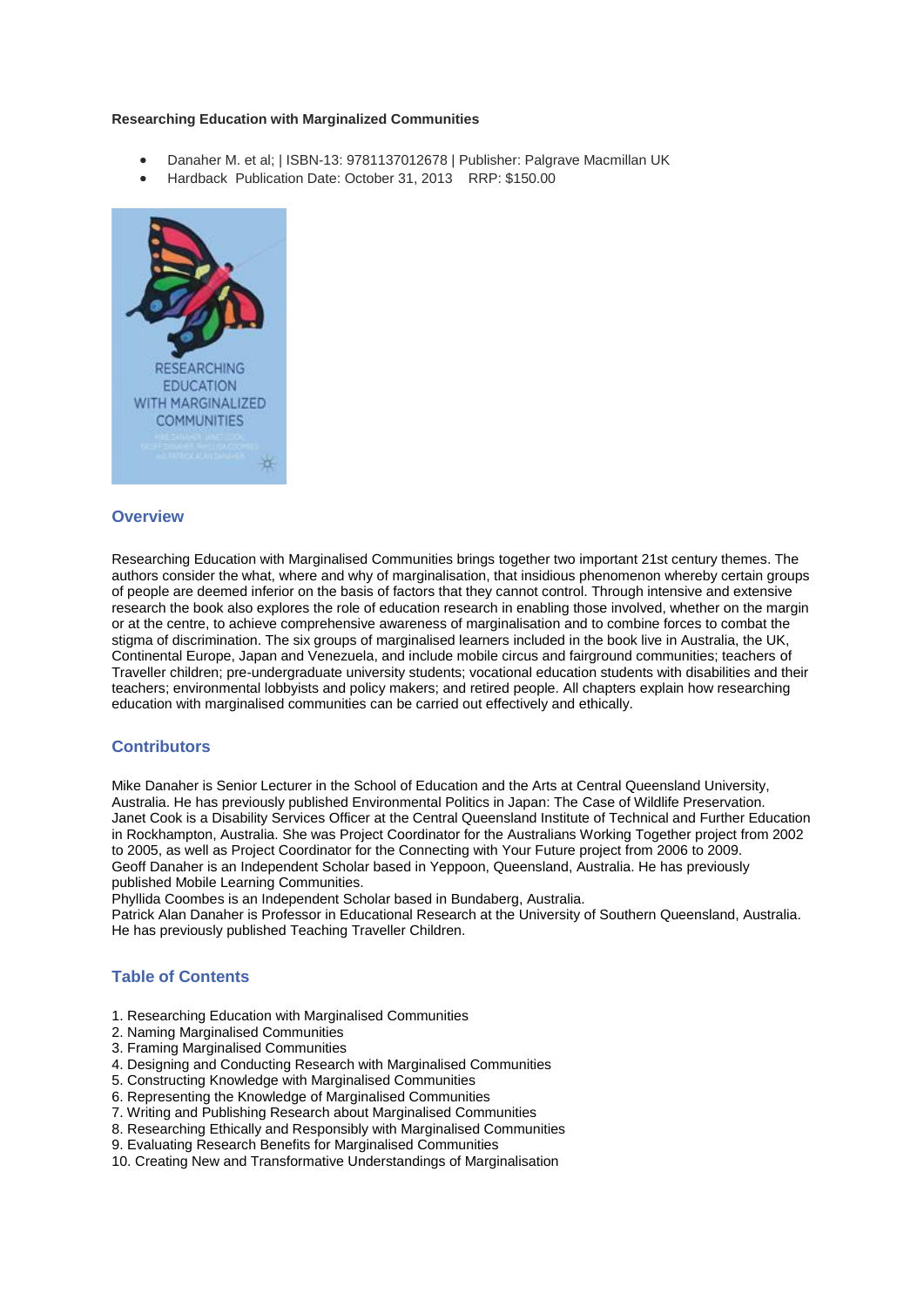**Researching Education with Marginalized Communities**

- Danaher M. et al; | ISBN-13: 9781137012678 | Publisher: Palgrave Macmillan UK
- Hardback Publication Date: October 31, 2013 RRP: $150.00

## Overview

Researching Education with Marginalised Communities brings together two important 21st century themes. The authors consider the what, where and why of marginalisation, that insidious phenomenon whereby certain groups of people are deemed inferior on the basis of factors that they cannot control. Through intensive and extensive research the book also explores the role of education research in enabling those involved, whether on the margin or at the centre, to achieve comprehensive awareness of marginalisation and to combine forces to combat the stigma of discrimination. The six groups of marginalised learners included in the book live in Australia, the UK, Continental Europe, Japan and Venezuela, and include mobile circus and fairground communities; teachers of Traveller children; pre-undergraduate university students; vocational education students with disabilities and their teachers; environmental lobbyists and policy makers; and retired people. All chapters explain how researching education with marginalised communities can be carried out effectively and ethically.

## Contributors

Mike Danaher is Senior Lecturer in the School of Education and the Arts at Central Queensland University, Australia. He has previously published Environmental Politics in Japan: The Case of Wildlife Preservation.
Janet Cook is a Disability Services Officer at the Central Queensland Institute of Technical and Further Education in Rockhampton, Australia. She was Project Coordinator for the Australians Working Together project from 2002 to 2005, as well as Project Coordinator for the Connecting with Your Future project from 2006 to 2009.
Geoff Danaher is an Independent Scholar based in Yeppoon, Queensland, Australia. He has previously published Mobile Learning Communities.
Phyllida Coombes is an Independent Scholar based in Bundaberg, Australia.
Patrick Alan Danaher is Professor in Educational Research at the University of Southern Queensland, Australia. He has previously published Teaching Traveller Children.

## Table of Contents

1. Researching Education with Marginalised Communities
2. Naming Marginalised Communities
3. Framing Marginalised Communities
4. Designing and Conducting Research with Marginalised Communities
5. Constructing Knowledge with Marginalised Communities
6. Representing the Knowledge of Marginalised Communities
7. Writing and Publishing Research about Marginalised Communities
8. Researching Ethically and Responsibly with Marginalised Communities
9. Evaluating Research Benefits for Marginalised Communities
10. Creating New and Transformative Understandings of Marginalisation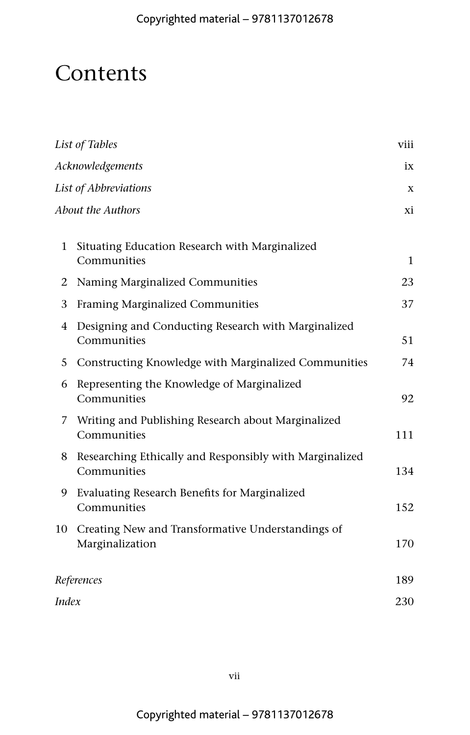# Contents

| | |
|---|---|
| *List of Tables* | viii |
| *Acknowledgements* | ix |
| *List of Abbreviations* | x |
| *About the Authors* | xi |
| 1 Situating Education Research with Marginalized Communities | 1 |
| 2 Naming Marginalized Communities | 23 |
| 3 Framing Marginalized Communities | 37 |
| 4 Designing and Conducting Research with Marginalized Communities | 51 |
| 5 Constructing Knowledge with Marginalized Communities | 74 |
| 6 Representing the Knowledge of Marginalized Communities | 92 |
| 7 Writing and Publishing Research about Marginalized Communities | 111 |
| 8 Researching Ethically and Responsibly with Marginalized Communities | 134 |
| 9 Evaluating Research Benefits for Marginalized Communities | 152 |
| 10 Creating New and Transformative Understandings of Marginalization | 170 |
| *References* | 189 |
| *Index* | 230 |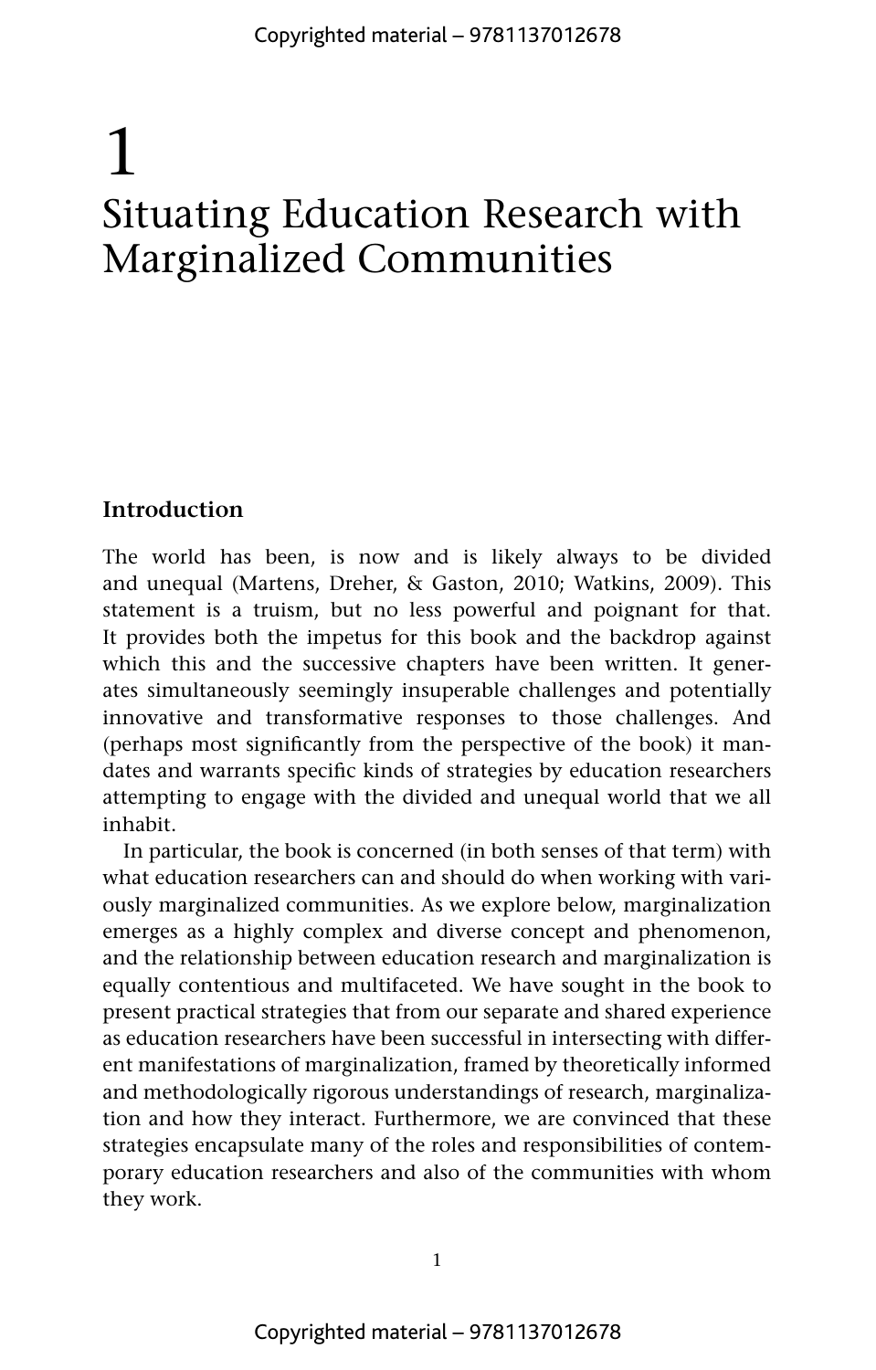# 1
# Situating Education Research with Marginalized Communities

## Introduction

The world has been, is now and is likely always to be divided and unequal (Martens, Dreher, & Gaston, 2010; Watkins, 2009). This statement is a truism, but no less powerful and poignant for that. It provides both the impetus for this book and the backdrop against which this and the successive chapters have been written. It generates simultaneously seemingly insuperable challenges and potentially innovative and transformative responses to those challenges. And (perhaps most significantly from the perspective of the book) it mandates and warrants specific kinds of strategies by education researchers attempting to engage with the divided and unequal world that we all inhabit.

In particular, the book is concerned (in both senses of that term) with what education researchers can and should do when working with variously marginalized communities. As we explore below, marginalization emerges as a highly complex and diverse concept and phenomenon, and the relationship between education research and marginalization is equally contentious and multifaceted. We have sought in the book to present practical strategies that from our separate and shared experience as education researchers have been successful in intersecting with different manifestations of marginalization, framed by theoretically informed and methodologically rigorous understandings of research, marginalization and how they interact. Furthermore, we are convinced that these strategies encapsulate many of the roles and responsibilities of contemporary education researchers and also of the communities with whom they work.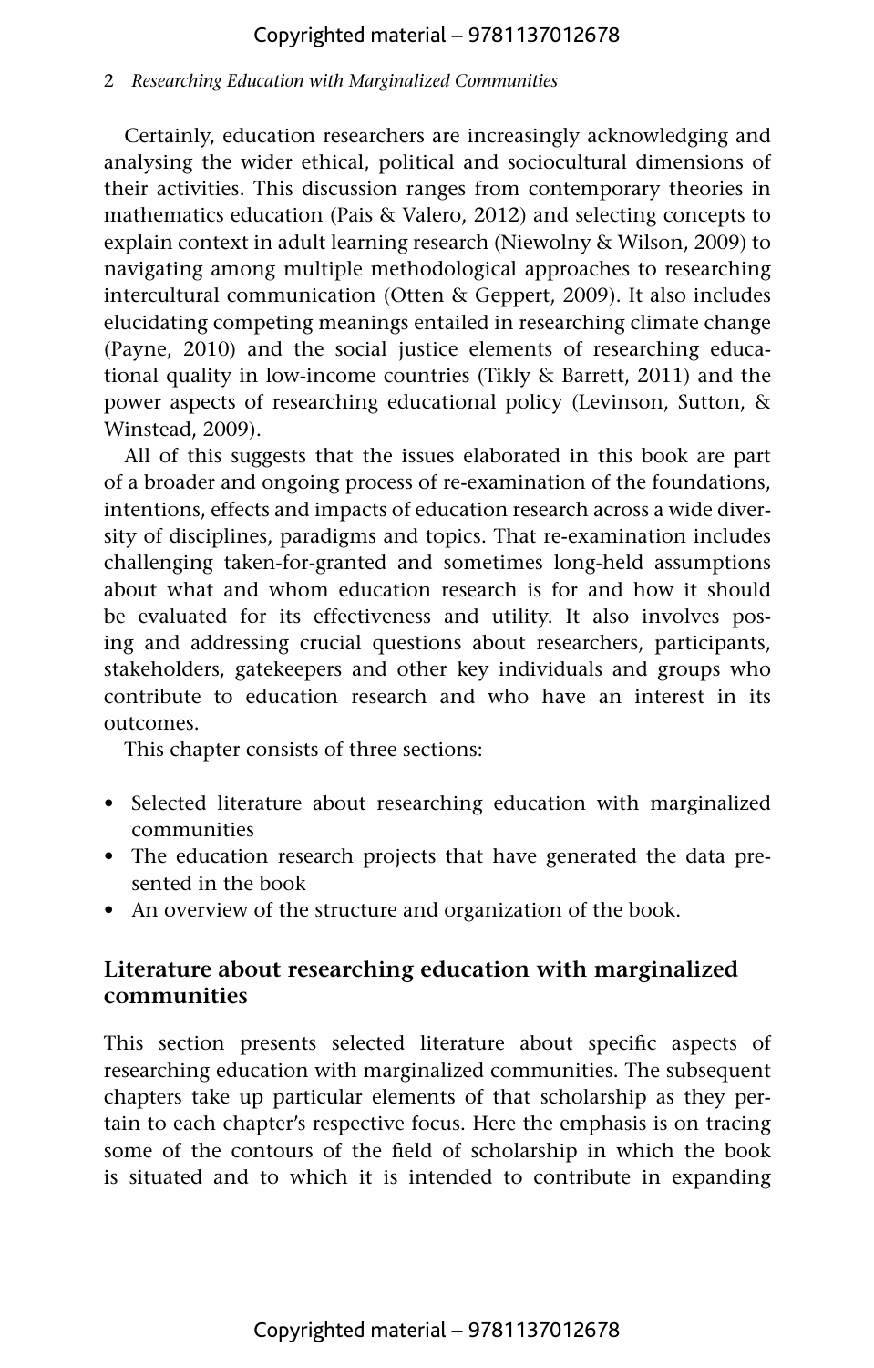Certainly, education researchers are increasingly acknowledging and analysing the wider ethical, political and sociocultural dimensions of their activities. This discussion ranges from contemporary theories in mathematics education (Pais & Valero, 2012) and selecting concepts to explain context in adult learning research (Niewolny & Wilson, 2009) to navigating among multiple methodological approaches to researching intercultural communication (Otten & Geppert, 2009). It also includes elucidating competing meanings entailed in researching climate change (Payne, 2010) and the social justice elements of researching educational quality in low-income countries (Tikly & Barrett, 2011) and the power aspects of researching educational policy (Levinson, Sutton, & Winstead, 2009).

All of this suggests that the issues elaborated in this book are part of a broader and ongoing process of re-examination of the foundations, intentions, effects and impacts of education research across a wide diversity of disciplines, paradigms and topics. That re-examination includes challenging taken-for-granted and sometimes long-held assumptions about what and whom education research is for and how it should be evaluated for its effectiveness and utility. It also involves posing and addressing crucial questions about researchers, participants, stakeholders, gatekeepers and other key individuals and groups who contribute to education research and who have an interest in its outcomes.

This chapter consists of three sections:

- Selected literature about researching education with marginalized communities
- The education research projects that have generated the data presented in the book
- An overview of the structure and organization of the book.

## Literature about researching education with marginalized communities

This section presents selected literature about specific aspects of researching education with marginalized communities. The subsequent chapters take up particular elements of that scholarship as they pertain to each chapter's respective focus. Here the emphasis is on tracing some of the contours of the field of scholarship in which the book is situated and to which it is intended to contribute in expanding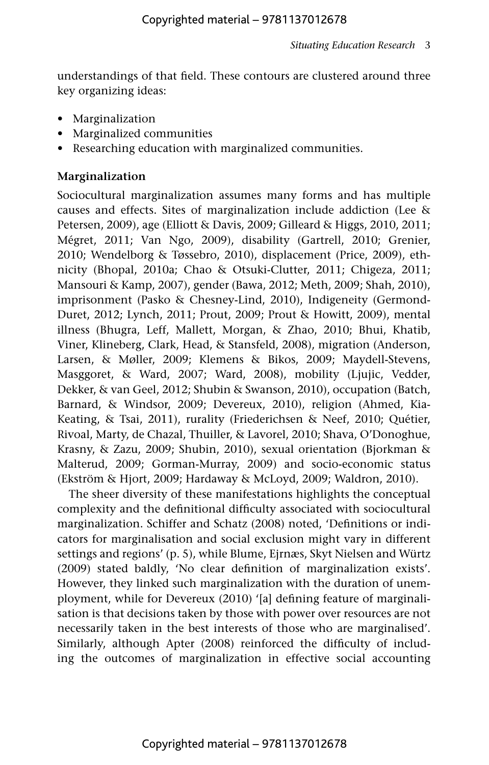understandings of that field. These contours are clustered around three key organizing ideas:

- Marginalization
- Marginalized communities
- Researching education with marginalized communities.

**Marginalization**

Sociocultural marginalization assumes many forms and has multiple causes and effects. Sites of marginalization include addiction (Lee & Petersen, 2009), age (Elliott & Davis, 2009; Gilleard & Higgs, 2010, 2011; Mégret, 2011; Van Ngo, 2009), disability (Gartrell, 2010; Grenier, 2010; Wendelborg & Tøssebro, 2010), displacement (Price, 2009), ethnicity (Bhopal, 2010a; Chao & Otsuki-Clutter, 2011; Chigeza, 2011; Mansouri & Kamp, 2007), gender (Bawa, 2012; Meth, 2009; Shah, 2010), imprisonment (Pasko & Chesney-Lind, 2010), Indigeneity (Germond-Duret, 2012; Lynch, 2011; Prout, 2009; Prout & Howitt, 2009), mental illness (Bhugra, Leff, Mallett, Morgan, & Zhao, 2010; Bhui, Khatib, Viner, Klineberg, Clark, Head, & Stansfeld, 2008), migration (Anderson, Larsen, & Møller, 2009; Klemens & Bikos, 2009; Maydell-Stevens, Masggoret, & Ward, 2007; Ward, 2008), mobility (Ljujic, Vedder, Dekker, & van Geel, 2012; Shubin & Swanson, 2010), occupation (Batch, Barnard, & Windsor, 2009; Devereux, 2010), religion (Ahmed, Kia-Keating, & Tsai, 2011), rurality (Friederichsen & Neef, 2010; Quétier, Rivoal, Marty, de Chazal, Thuiller, & Lavorel, 2010; Shava, O'Donoghue, Krasny, & Zazu, 2009; Shubin, 2010), sexual orientation (Bjorkman & Malterud, 2009; Gorman-Murray, 2009) and socio-economic status (Ekström & Hjort, 2009; Hardaway & McLoyd, 2009; Waldron, 2010).

The sheer diversity of these manifestations highlights the conceptual complexity and the definitional difficulty associated with sociocultural marginalization. Schiffer and Schatz (2008) noted, 'Definitions or indicators for marginalisation and social exclusion might vary in different settings and regions' (p. 5), while Blume, Ejrnæs, Skyt Nielsen and Würtz (2009) stated baldly, 'No clear definition of marginalization exists'. However, they linked such marginalization with the duration of unemployment, while for Devereux (2010) '[a] defining feature of marginalisation is that decisions taken by those with power over resources are not necessarily taken in the best interests of those who are marginalised'. Similarly, although Apter (2008) reinforced the difficulty of including the outcomes of marginalization in effective social accounting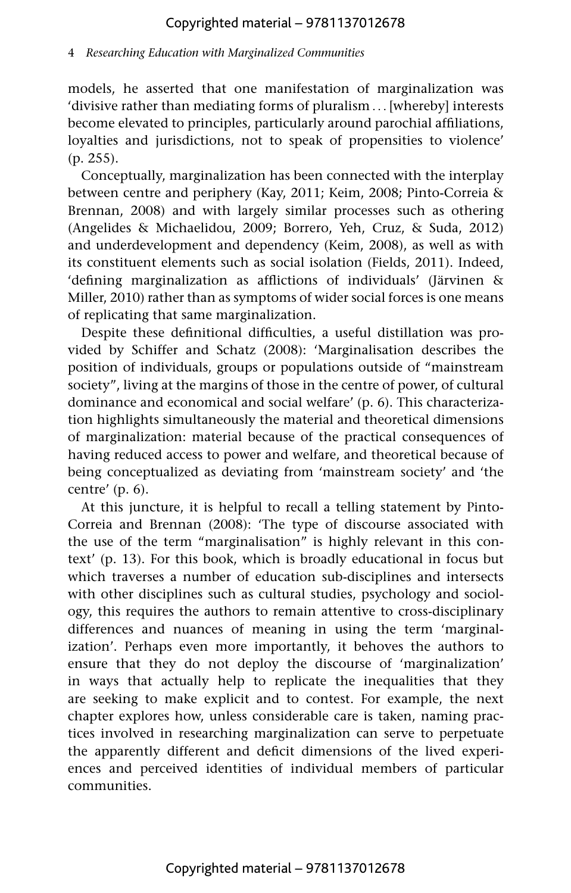models, he asserted that one manifestation of marginalization was 'divisive rather than mediating forms of pluralism . . . [whereby] interests become elevated to principles, particularly around parochial affiliations, loyalties and jurisdictions, not to speak of propensities to violence' (p. 255).

Conceptually, marginalization has been connected with the interplay between centre and periphery (Kay, 2011; Keim, 2008; Pinto-Correia & Brennan, 2008) and with largely similar processes such as othering (Angelides & Michaelidou, 2009; Borrero, Yeh, Cruz, & Suda, 2012) and underdevelopment and dependency (Keim, 2008), as well as with its constituent elements such as social isolation (Fields, 2011). Indeed, 'defining marginalization as afflictions of individuals' (Järvinen & Miller, 2010) rather than as symptoms of wider social forces is one means of replicating that same marginalization.

Despite these definitional difficulties, a useful distillation was provided by Schiffer and Schatz (2008): 'Marginalisation describes the position of individuals, groups or populations outside of "mainstream society", living at the margins of those in the centre of power, of cultural dominance and economical and social welfare' (p. 6). This characterization highlights simultaneously the material and theoretical dimensions of marginalization: material because of the practical consequences of having reduced access to power and welfare, and theoretical because of being conceptualized as deviating from 'mainstream society' and 'the centre' (p. 6).

At this juncture, it is helpful to recall a telling statement by Pinto-Correia and Brennan (2008): 'The type of discourse associated with the use of the term "marginalisation" is highly relevant in this context' (p. 13). For this book, which is broadly educational in focus but which traverses a number of education sub-disciplines and intersects with other disciplines such as cultural studies, psychology and sociology, this requires the authors to remain attentive to cross-disciplinary differences and nuances of meaning in using the term 'marginalization'. Perhaps even more importantly, it behoves the authors to ensure that they do not deploy the discourse of 'marginalization' in ways that actually help to replicate the inequalities that they are seeking to make explicit and to contest. For example, the next chapter explores how, unless considerable care is taken, naming practices involved in researching marginalization can serve to perpetuate the apparently different and deficit dimensions of the lived experiences and perceived identities of individual members of particular communities.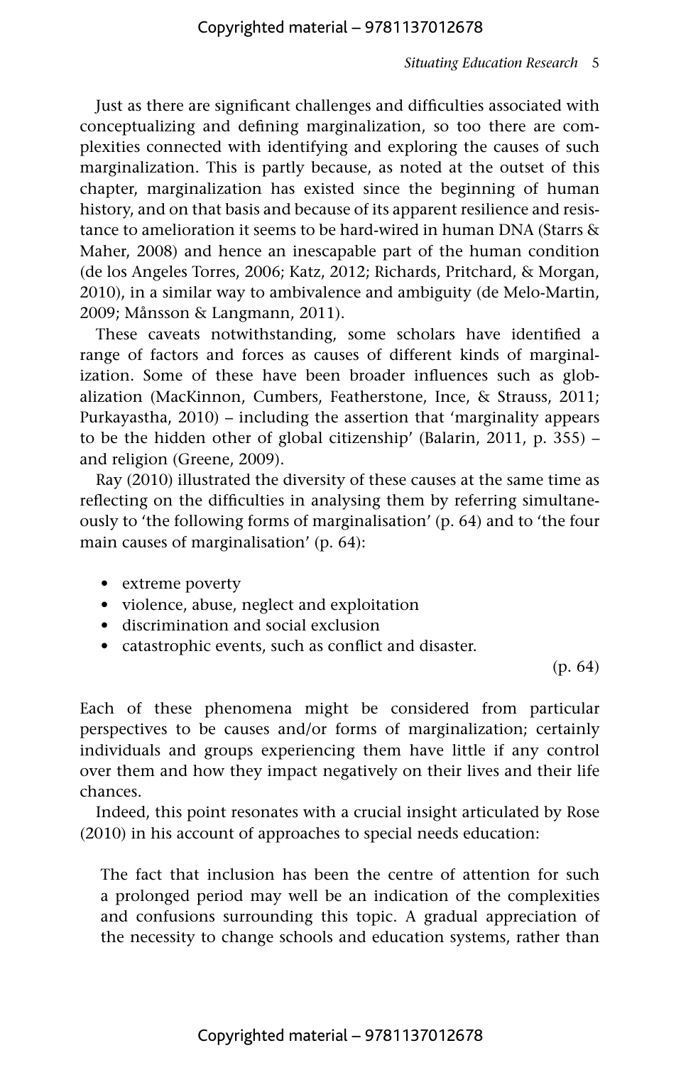Just as there are significant challenges and difficulties associated with conceptualizing and defining marginalization, so too there are complexities connected with identifying and exploring the causes of such marginalization. This is partly because, as noted at the outset of this chapter, marginalization has existed since the beginning of human history, and on that basis and because of its apparent resilience and resistance to amelioration it seems to be hard-wired in human DNA (Starrs & Maher, 2008) and hence an inescapable part of the human condition (de los Angeles Torres, 2006; Katz, 2012; Richards, Pritchard, & Morgan, 2010), in a similar way to ambivalence and ambiguity (de Melo-Martin, 2009; Månsson & Langmann, 2011).

These caveats notwithstanding, some scholars have identified a range of factors and forces as causes of different kinds of marginalization. Some of these have been broader influences such as globalization (MacKinnon, Cumbers, Featherstone, Ince, & Strauss, 2011; Purkayastha, 2010) – including the assertion that 'marginality appears to be the hidden other of global citizenship' (Balarin, 2011, p. 355) – and religion (Greene, 2009).

Ray (2010) illustrated the diversity of these causes at the same time as reflecting on the difficulties in analysing them by referring simultaneously to 'the following forms of marginalisation' (p. 64) and to 'the four main causes of marginalisation' (p. 64):

- extreme poverty
- violence, abuse, neglect and exploitation
- discrimination and social exclusion
- catastrophic events, such as conflict and disaster.

(p. 64)

Each of these phenomena might be considered from particular perspectives to be causes and/or forms of marginalization; certainly individuals and groups experiencing them have little if any control over them and how they impact negatively on their lives and their life chances.

Indeed, this point resonates with a crucial insight articulated by Rose (2010) in his account of approaches to special needs education:

> The fact that inclusion has been the centre of attention for such a prolonged period may well be an indication of the complexities and confusions surrounding this topic. A gradual appreciation of the necessity to change schools and education systems, rather than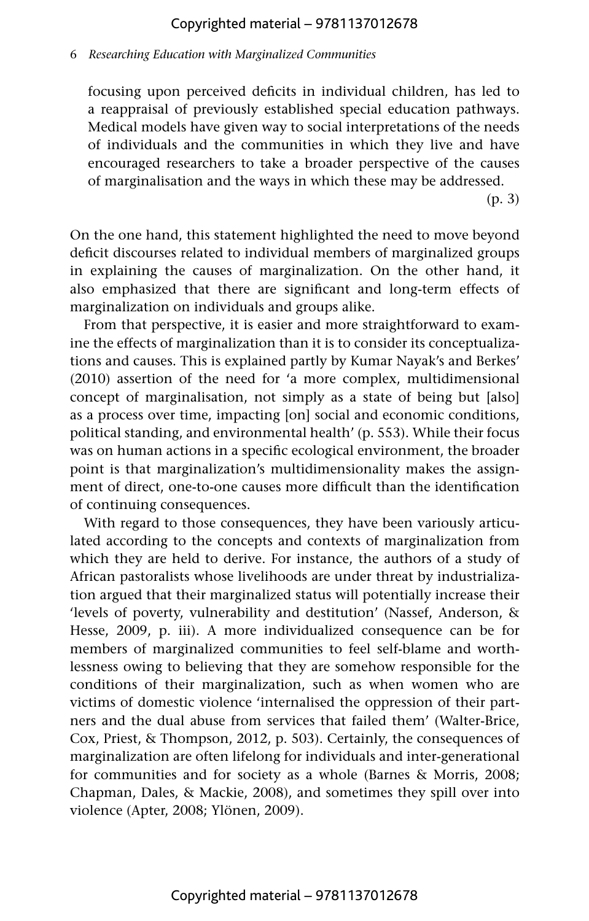> focusing upon perceived deficits in individual children, has led to a reappraisal of previously established special education pathways. Medical models have given way to social interpretations of the needs of individuals and the communities in which they live and have encouraged researchers to take a broader perspective of the causes of marginalisation and the ways in which these may be addressed.
>
> (p. 3)

On the one hand, this statement highlighted the need to move beyond deficit discourses related to individual members of marginalized groups in explaining the causes of marginalization. On the other hand, it also emphasized that there are significant and long-term effects of marginalization on individuals and groups alike.

From that perspective, it is easier and more straightforward to examine the effects of marginalization than it is to consider its conceptualizations and causes. This is explained partly by Kumar Nayak's and Berkes' (2010) assertion of the need for 'a more complex, multidimensional concept of marginalisation, not simply as a state of being but [also] as a process over time, impacting [on] social and economic conditions, political standing, and environmental health' (p. 553). While their focus was on human actions in a specific ecological environment, the broader point is that marginalization's multidimensionality makes the assignment of direct, one-to-one causes more difficult than the identification of continuing consequences.

With regard to those consequences, they have been variously articulated according to the concepts and contexts of marginalization from which they are held to derive. For instance, the authors of a study of African pastoralists whose livelihoods are under threat by industrialization argued that their marginalized status will potentially increase their 'levels of poverty, vulnerability and destitution' (Nassef, Anderson, & Hesse, 2009, p. iii). A more individualized consequence can be for members of marginalized communities to feel self-blame and worthlessness owing to believing that they are somehow responsible for the conditions of their marginalization, such as when women who are victims of domestic violence 'internalised the oppression of their partners and the dual abuse from services that failed them' (Walter-Brice, Cox, Priest, & Thompson, 2012, p. 503). Certainly, the consequences of marginalization are often lifelong for individuals and inter-generational for communities and for society as a whole (Barnes & Morris, 2008; Chapman, Dales, & Mackie, 2008), and sometimes they spill over into violence (Apter, 2008; Ylönen, 2009).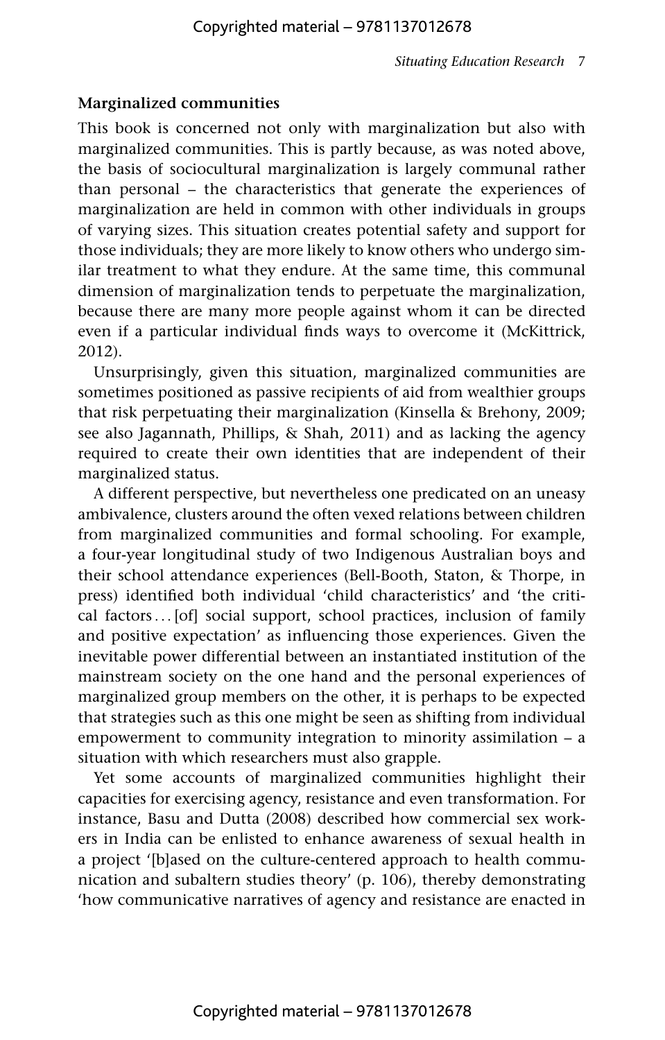**Marginalized communities**

This book is concerned not only with marginalization but also with marginalized communities. This is partly because, as was noted above, the basis of sociocultural marginalization is largely communal rather than personal – the characteristics that generate the experiences of marginalization are held in common with other individuals in groups of varying sizes. This situation creates potential safety and support for those individuals; they are more likely to know others who undergo similar treatment to what they endure. At the same time, this communal dimension of marginalization tends to perpetuate the marginalization, because there are many more people against whom it can be directed even if a particular individual finds ways to overcome it (McKittrick, 2012).

Unsurprisingly, given this situation, marginalized communities are sometimes positioned as passive recipients of aid from wealthier groups that risk perpetuating their marginalization (Kinsella & Brehony, 2009; see also Jagannath, Phillips, & Shah, 2011) and as lacking the agency required to create their own identities that are independent of their marginalized status.

A different perspective, but nevertheless one predicated on an uneasy ambivalence, clusters around the often vexed relations between children from marginalized communities and formal schooling. For example, a four-year longitudinal study of two Indigenous Australian boys and their school attendance experiences (Bell-Booth, Staton, & Thorpe, in press) identified both individual 'child characteristics' and 'the critical factors ... [of] social support, school practices, inclusion of family and positive expectation' as influencing those experiences. Given the inevitable power differential between an instantiated institution of the mainstream society on the one hand and the personal experiences of marginalized group members on the other, it is perhaps to be expected that strategies such as this one might be seen as shifting from individual empowerment to community integration to minority assimilation – a situation with which researchers must also grapple.

Yet some accounts of marginalized communities highlight their capacities for exercising agency, resistance and even transformation. For instance, Basu and Dutta (2008) described how commercial sex workers in India can be enlisted to enhance awareness of sexual health in a project '[b]ased on the culture-centered approach to health communication and subaltern studies theory' (p. 106), thereby demonstrating 'how communicative narratives of agency and resistance are enacted in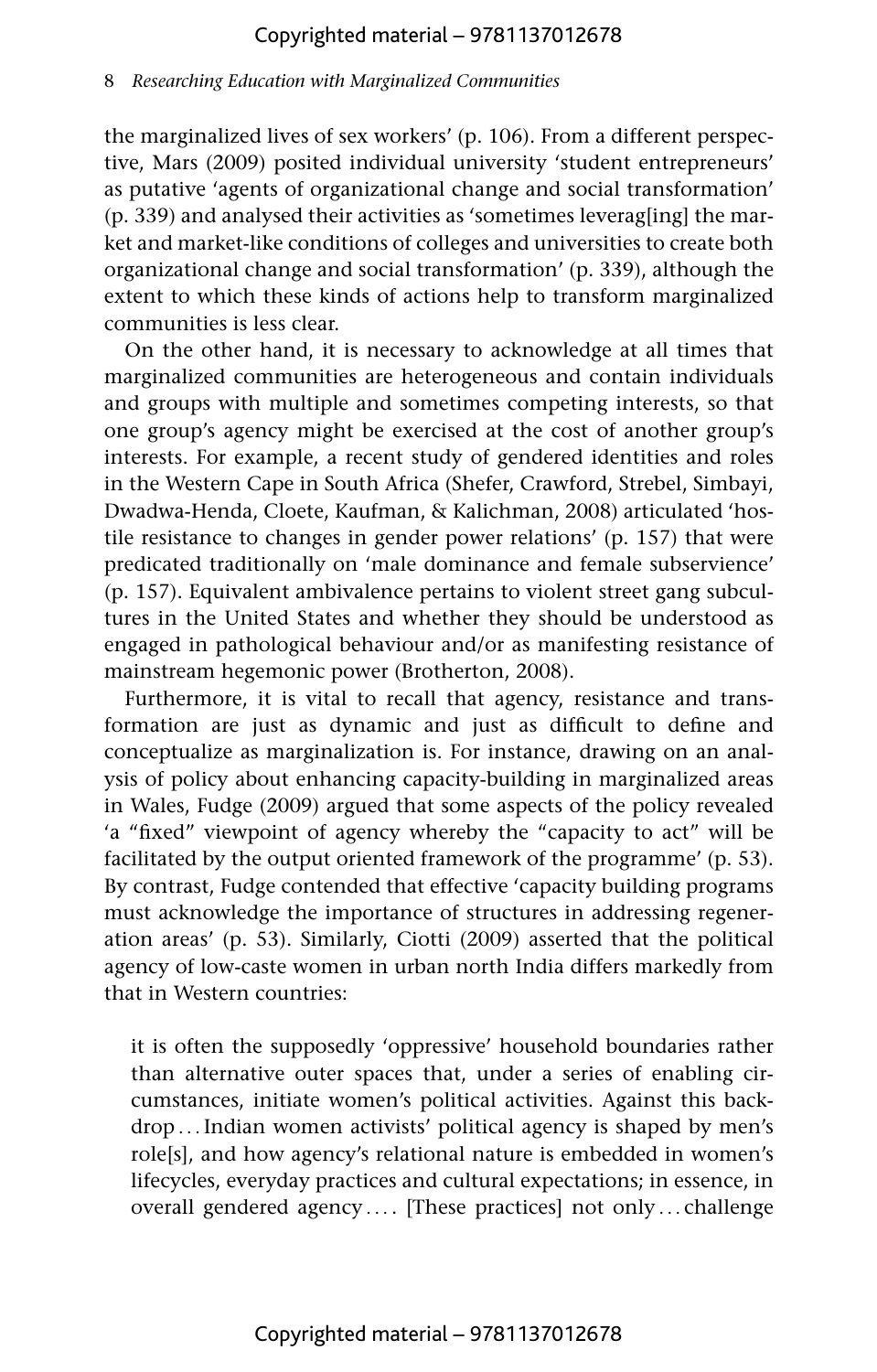the marginalized lives of sex workers' (p. 106). From a different perspective, Mars (2009) posited individual university 'student entrepreneurs' as putative 'agents of organizational change and social transformation' (p. 339) and analysed their activities as 'sometimes leverag[ing] the market and market-like conditions of colleges and universities to create both organizational change and social transformation' (p. 339), although the extent to which these kinds of actions help to transform marginalized communities is less clear.

On the other hand, it is necessary to acknowledge at all times that marginalized communities are heterogeneous and contain individuals and groups with multiple and sometimes competing interests, so that one group's agency might be exercised at the cost of another group's interests. For example, a recent study of gendered identities and roles in the Western Cape in South Africa (Shefer, Crawford, Strebel, Simbayi, Dwadwa-Henda, Cloete, Kaufman, & Kalichman, 2008) articulated 'hostile resistance to changes in gender power relations' (p. 157) that were predicated traditionally on 'male dominance and female subservience' (p. 157). Equivalent ambivalence pertains to violent street gang subcultures in the United States and whether they should be understood as engaged in pathological behaviour and/or as manifesting resistance of mainstream hegemonic power (Brotherton, 2008).

Furthermore, it is vital to recall that agency, resistance and transformation are just as dynamic and just as difficult to define and conceptualize as marginalization is. For instance, drawing on an analysis of policy about enhancing capacity-building in marginalized areas in Wales, Fudge (2009) argued that some aspects of the policy revealed 'a "fixed" viewpoint of agency whereby the "capacity to act" will be facilitated by the output oriented framework of the programme' (p. 53). By contrast, Fudge contended that effective 'capacity building programs must acknowledge the importance of structures in addressing regeneration areas' (p. 53). Similarly, Ciotti (2009) asserted that the political agency of low-caste women in urban north India differs markedly from that in Western countries:

> it is often the supposedly 'oppressive' household boundaries rather than alternative outer spaces that, under a series of enabling circumstances, initiate women's political activities. Against this backdrop . . . Indian women activists' political agency is shaped by men's role[s], and how agency's relational nature is embedded in women's lifecycles, everyday practices and cultural expectations; in essence, in overall gendered agency . . . . [These practices] not only . . . challenge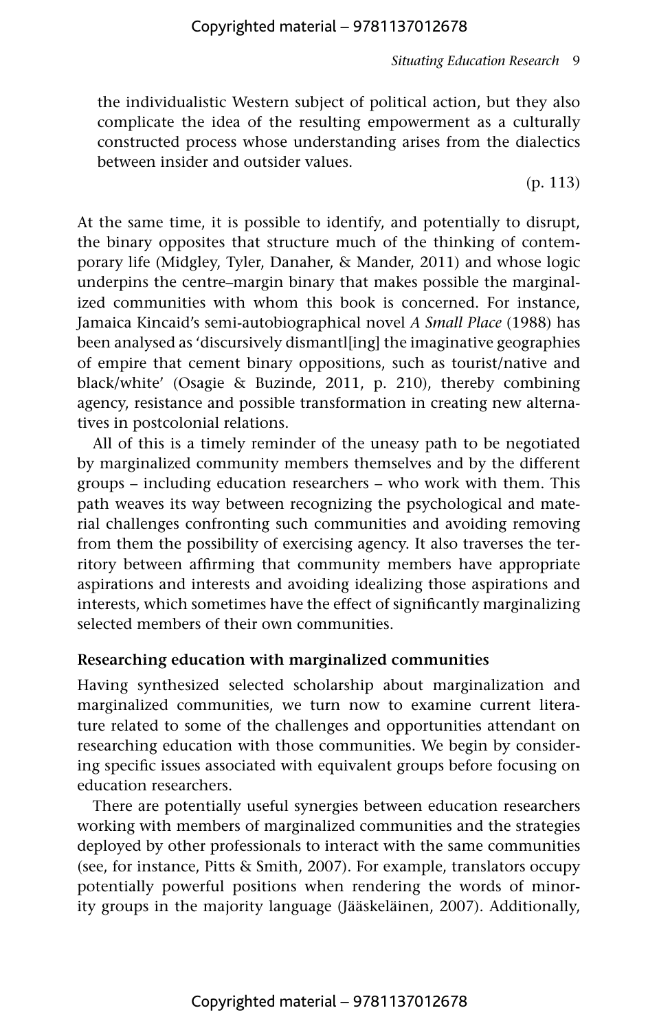the individualistic Western subject of political action, but they also complicate the idea of the resulting empowerment as a culturally constructed process whose understanding arises from the dialectics between insider and outsider values.

(p. 113)

At the same time, it is possible to identify, and potentially to disrupt, the binary opposites that structure much of the thinking of contemporary life (Midgley, Tyler, Danaher, & Mander, 2011) and whose logic underpins the centre–margin binary that makes possible the marginalized communities with whom this book is concerned. For instance, Jamaica Kincaid's semi-autobiographical novel *A Small Place* (1988) has been analysed as 'discursively dismantl[ing] the imaginative geographies of empire that cement binary oppositions, such as tourist/native and black/white' (Osagie & Buzinde, 2011, p. 210), thereby combining agency, resistance and possible transformation in creating new alternatives in postcolonial relations.

All of this is a timely reminder of the uneasy path to be negotiated by marginalized community members themselves and by the different groups – including education researchers – who work with them. This path weaves its way between recognizing the psychological and material challenges confronting such communities and avoiding removing from them the possibility of exercising agency. It also traverses the territory between affirming that community members have appropriate aspirations and interests and avoiding idealizing those aspirations and interests, which sometimes have the effect of significantly marginalizing selected members of their own communities.

### Researching education with marginalized communities

Having synthesized selected scholarship about marginalization and marginalized communities, we turn now to examine current literature related to some of the challenges and opportunities attendant on researching education with those communities. We begin by considering specific issues associated with equivalent groups before focusing on education researchers.

There are potentially useful synergies between education researchers working with members of marginalized communities and the strategies deployed by other professionals to interact with the same communities (see, for instance, Pitts & Smith, 2007). For example, translators occupy potentially powerful positions when rendering the words of minority groups in the majority language (Jääskeläinen, 2007). Additionally,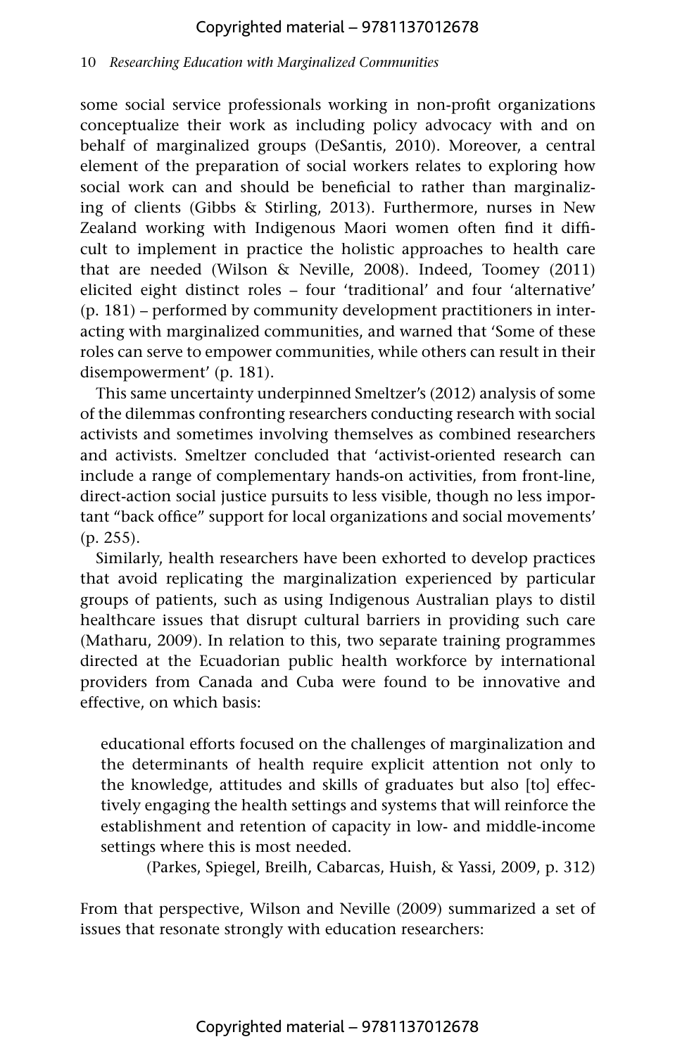some social service professionals working in non-profit organizations conceptualize their work as including policy advocacy with and on behalf of marginalized groups (DeSantis, 2010). Moreover, a central element of the preparation of social workers relates to exploring how social work can and should be beneficial to rather than marginalizing of clients (Gibbs & Stirling, 2013). Furthermore, nurses in New Zealand working with Indigenous Maori women often find it difficult to implement in practice the holistic approaches to health care that are needed (Wilson & Neville, 2008). Indeed, Toomey (2011) elicited eight distinct roles – four 'traditional' and four 'alternative' (p. 181) – performed by community development practitioners in interacting with marginalized communities, and warned that 'Some of these roles can serve to empower communities, while others can result in their disempowerment' (p. 181).

This same uncertainty underpinned Smeltzer's (2012) analysis of some of the dilemmas confronting researchers conducting research with social activists and sometimes involving themselves as combined researchers and activists. Smeltzer concluded that 'activist-oriented research can include a range of complementary hands-on activities, from front-line, direct-action social justice pursuits to less visible, though no less important "back office" support for local organizations and social movements' (p. 255).

Similarly, health researchers have been exhorted to develop practices that avoid replicating the marginalization experienced by particular groups of patients, such as using Indigenous Australian plays to distil healthcare issues that disrupt cultural barriers in providing such care (Matharu, 2009). In relation to this, two separate training programmes directed at the Ecuadorian public health workforce by international providers from Canada and Cuba were found to be innovative and effective, on which basis:

> educational efforts focused on the challenges of marginalization and the determinants of health require explicit attention not only to the knowledge, attitudes and skills of graduates but also [to] effectively engaging the health settings and systems that will reinforce the establishment and retention of capacity in low- and middle-income settings where this is most needed.
>
> (Parkes, Spiegel, Breilh, Cabarcas, Huish, & Yassi, 2009, p. 312)

From that perspective, Wilson and Neville (2009) summarized a set of issues that resonate strongly with education researchers: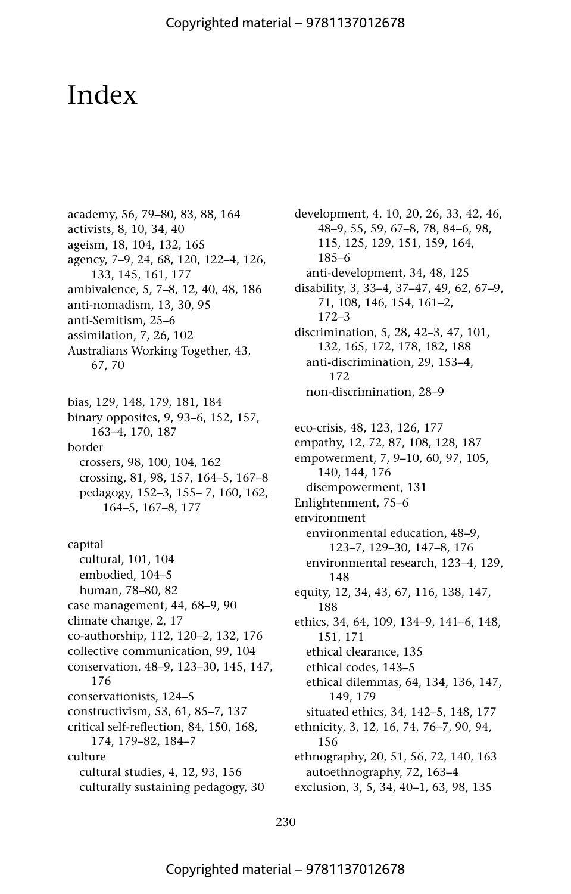# Index

academy, 56, 79–80, 83, 88, 164
activists, 8, 10, 34, 40
ageism, 18, 104, 132, 165
agency, 7–9, 24, 68, 120, 122–4, 126, 133, 145, 161, 177
ambivalence, 5, 7–8, 12, 40, 48, 186
anti-nomadism, 13, 30, 95
anti-Semitism, 25–6
assimilation, 7, 26, 102
Australians Working Together, 43, 67, 70

bias, 129, 148, 179, 181, 184
binary opposites, 9, 93–6, 152, 157, 163–4, 170, 187
border
  crossers, 98, 100, 104, 162
  crossing, 81, 98, 157, 164–5, 167–8
  pedagogy, 152–3, 155– 7, 160, 162, 164–5, 167–8, 177

capital
  cultural, 101, 104
  embodied, 104–5
  human, 78–80, 82
case management, 44, 68–9, 90
climate change, 2, 17
co-authorship, 112, 120–2, 132, 176
collective communication, 99, 104
conservation, 48–9, 123–30, 145, 147, 176
conservationists, 124–5
constructivism, 53, 61, 85–7, 137
critical self-reflection, 84, 150, 168, 174, 179–82, 184–7
culture
  cultural studies, 4, 12, 93, 156
  culturally sustaining pedagogy, 30

development, 4, 10, 20, 26, 33, 42, 46, 48–9, 55, 59, 67–8, 78, 84–6, 98, 115, 125, 129, 151, 159, 164, 185–6
  anti-development, 34, 48, 125
disability, 3, 33–4, 37–47, 49, 62, 67–9, 71, 108, 146, 154, 161–2, 172–3
discrimination, 5, 28, 42–3, 47, 101, 132, 165, 172, 178, 182, 188
  anti-discrimination, 29, 153–4, 172
  non-discrimination, 28–9

eco-crisis, 48, 123, 126, 177
empathy, 12, 72, 87, 108, 128, 187
empowerment, 7, 9–10, 60, 97, 105, 140, 144, 176
  disempowerment, 131
Enlightenment, 75–6
environment
  environmental education, 48–9, 123–7, 129–30, 147–8, 176
  environmental research, 123–4, 129, 148
equity, 12, 34, 43, 67, 116, 138, 147, 188
ethics, 34, 64, 109, 134–9, 141–6, 148, 151, 171
  ethical clearance, 135
  ethical codes, 143–5
  ethical dilemmas, 64, 134, 136, 147, 149, 179
  situated ethics, 34, 142–5, 148, 177
ethnicity, 3, 12, 16, 74, 76–7, 90, 94, 156
ethnography, 20, 51, 56, 72, 140, 163
  autoethnography, 72, 163–4
exclusion, 3, 5, 34, 40–1, 63, 98, 135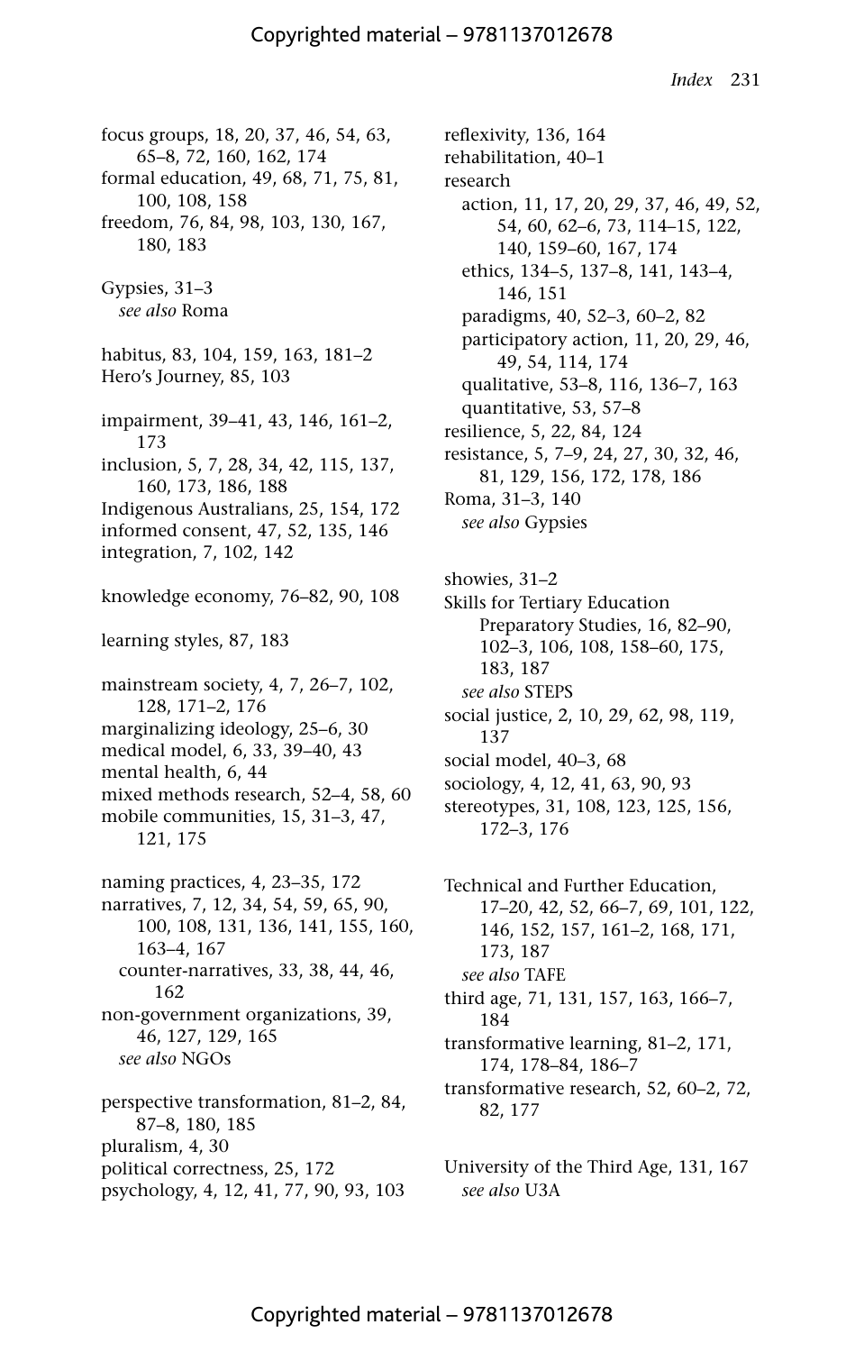focus groups, 18, 20, 37, 46, 54, 63, 65–8, 72, 160, 162, 174
formal education, 49, 68, 71, 75, 81, 100, 108, 158
freedom, 76, 84, 98, 103, 130, 167, 180, 183

Gypsies, 31–3
*see also* Roma

habitus, 83, 104, 159, 163, 181–2
Hero's Journey, 85, 103

impairment, 39–41, 43, 146, 161–2, 173
inclusion, 5, 7, 28, 34, 42, 115, 137, 160, 173, 186, 188
Indigenous Australians, 25, 154, 172
informed consent, 47, 52, 135, 146
integration, 7, 102, 142

knowledge economy, 76–82, 90, 108

learning styles, 87, 183

mainstream society, 4, 7, 26–7, 102, 128, 171–2, 176
marginalizing ideology, 25–6, 30
medical model, 6, 33, 39–40, 43
mental health, 6, 44
mixed methods research, 52–4, 58, 60
mobile communities, 15, 31–3, 47, 121, 175

naming practices, 4, 23–35, 172
narratives, 7, 12, 34, 54, 59, 65, 90, 100, 108, 131, 136, 141, 155, 160, 163–4, 167
counter-narratives, 33, 38, 44, 46, 162
non-government organizations, 39, 46, 127, 129, 165
*see also* NGOs

perspective transformation, 81–2, 84, 87–8, 180, 185
pluralism, 4, 30
political correctness, 25, 172
psychology, 4, 12, 41, 77, 90, 93, 103

reflexivity, 136, 164
rehabilitation, 40–1
research
action, 11, 17, 20, 29, 37, 46, 49, 52, 54, 60, 62–6, 73, 114–15, 122, 140, 159–60, 167, 174
ethics, 134–5, 137–8, 141, 143–4, 146, 151
paradigms, 40, 52–3, 60–2, 82
participatory action, 11, 20, 29, 46, 49, 54, 114, 174
qualitative, 53–8, 116, 136–7, 163
quantitative, 53, 57–8
resilience, 5, 22, 84, 124
resistance, 5, 7–9, 24, 27, 30, 32, 46, 81, 129, 156, 172, 178, 186
Roma, 31–3, 140
*see also* Gypsies

showies, 31–2
Skills for Tertiary Education Preparatory Studies, 16, 82–90, 102–3, 106, 108, 158–60, 175, 183, 187
*see also* STEPS
social justice, 2, 10, 29, 62, 98, 119, 137
social model, 40–3, 68
sociology, 4, 12, 41, 63, 90, 93
stereotypes, 31, 108, 123, 125, 156, 172–3, 176

Technical and Further Education, 17–20, 42, 52, 66–7, 69, 101, 122, 146, 152, 157, 161–2, 168, 171, 173, 187
*see also* TAFE
third age, 71, 131, 157, 163, 166–7, 184
transformative learning, 81–2, 171, 174, 178–84, 186–7
transformative research, 52, 60–2, 72, 82, 177

University of the Third Age, 131, 167
*see also* U3A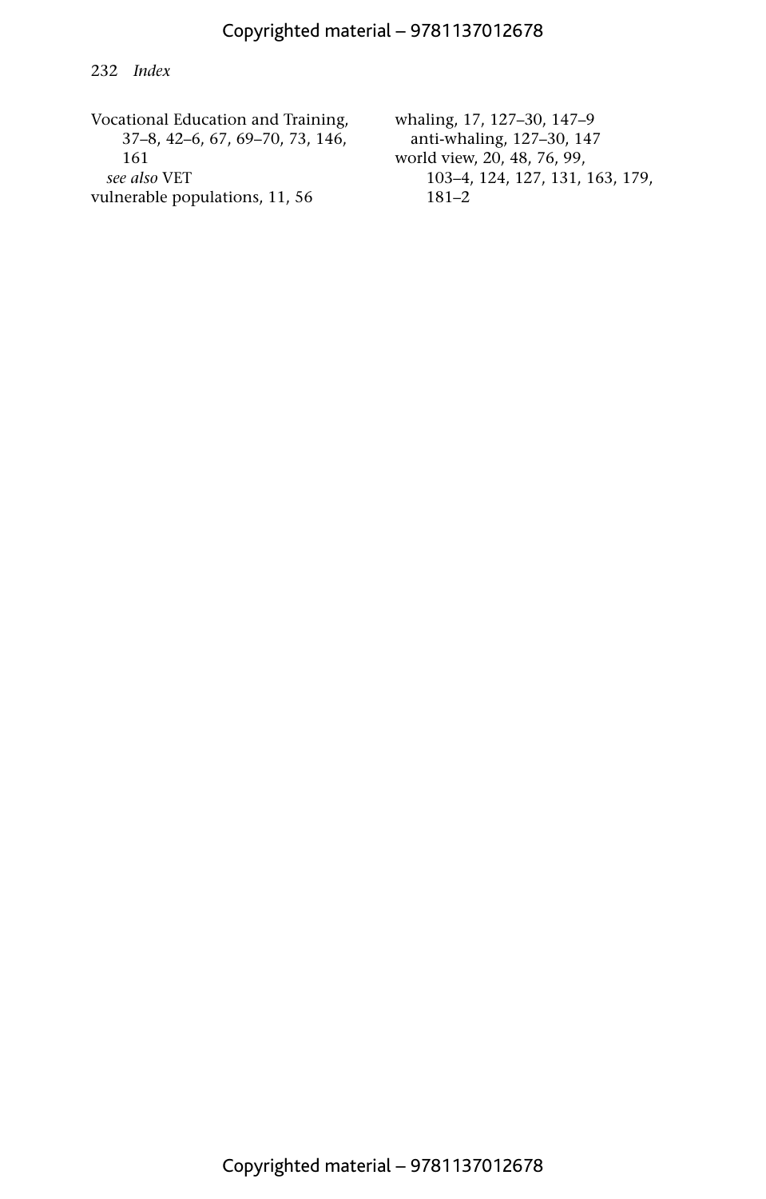Vocational Education and Training, 37–8, 42–6, 67, 69–70, 73, 146, 161
  *see also* VET
vulnerable populations, 11, 56

whaling, 17, 127–30, 147–9
  anti-whaling, 127–30, 147
world view, 20, 48, 76, 99, 103–4, 124, 127, 131, 163, 179, 181–2